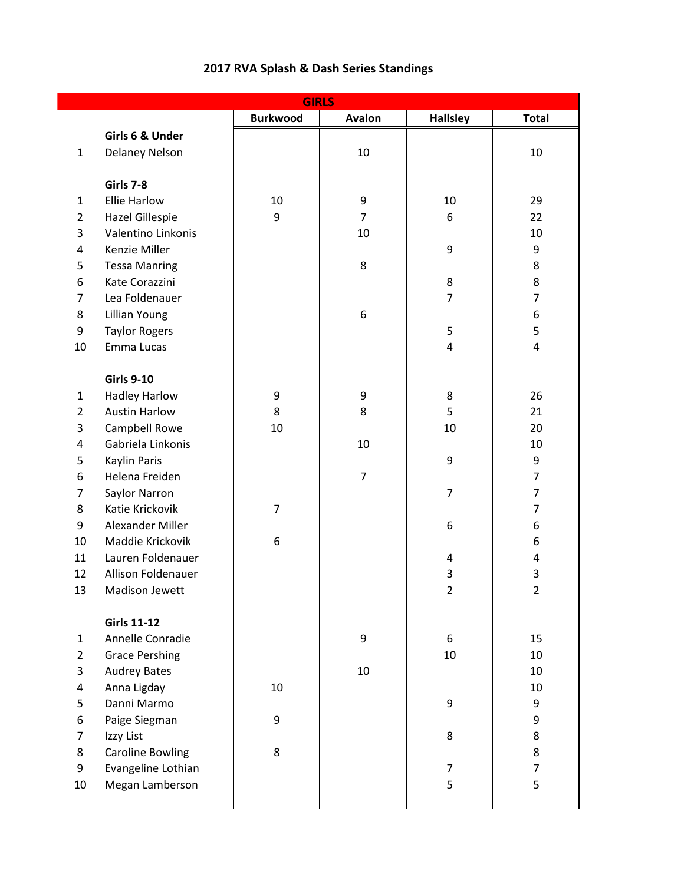# 2017 RVA Splash & Dash Series Standings

| GIRLS | | | | | |
|---|---|---|---|---|---|
| | | Burkwood | Avalon | Hallsley | Total |
| | **Girls 6 & Under** | | | | |
| 1 | Delaney Nelson | | 10 | | 10 |
| | | | | | |
| | **Girls 7-8** | | | | |
| 1 | Ellie Harlow | 10 | 9 | 10 | 29 |
| 2 | Hazel Gillespie | 9 | 7 | 6 | 22 |
| 3 | Valentino Linkonis | | 10 | | 10 |
| 4 | Kenzie Miller | | | 9 | 9 |
| 5 | Tessa Manring | | 8 | | 8 |
| 6 | Kate Corazzini | | | 8 | 8 |
| 7 | Lea Foldenauer | | | 7 | 7 |
| 8 | Lillian Young | | 6 | | 6 |
| 9 | Taylor Rogers | | | 5 | 5 |
| 10 | Emma Lucas | | | 4 | 4 |
| | | | | | |
| | **Girls 9-10** | | | | |
| 1 | Hadley Harlow | 9 | 9 | 8 | 26 |
| 2 | Austin Harlow | 8 | 8 | 5 | 21 |
| 3 | Campbell Rowe | 10 | | 10 | 20 |
| 4 | Gabriela Linkonis | | 10 | | 10 |
| 5 | Kaylin Paris | | | 9 | 9 |
| 6 | Helena Freiden | | 7 | | 7 |
| 7 | Saylor Narron | | | 7 | 7 |
| 8 | Katie Krickovik | 7 | | | 7 |
| 9 | Alexander Miller | | | 6 | 6 |
| 10 | Maddie Krickovik | 6 | | | 6 |
| 11 | Lauren Foldenauer | | | 4 | 4 |
| 12 | Allison Foldenauer | | | 3 | 3 |
| 13 | Madison Jewett | | | 2 | 2 |
| | | | | | |
| | **Girls 11-12** | | | | |
| 1 | Annelle Conradie | | 9 | 6 | 15 |
| 2 | Grace Pershing | | | 10 | 10 |
| 3 | Audrey Bates | | 10 | | 10 |
| 4 | Anna Ligday | 10 | | | 10 |
| 5 | Danni Marmo | | | 9 | 9 |
| 6 | Paige Siegman | 9 | | | 9 |
| 7 | Izzy List | | | 8 | 8 |
| 8 | Caroline Bowling | 8 | | | 8 |
| 9 | Evangeline Lothian | | | 7 | 7 |
| 10 | Megan Lamberson | | | 5 | 5 |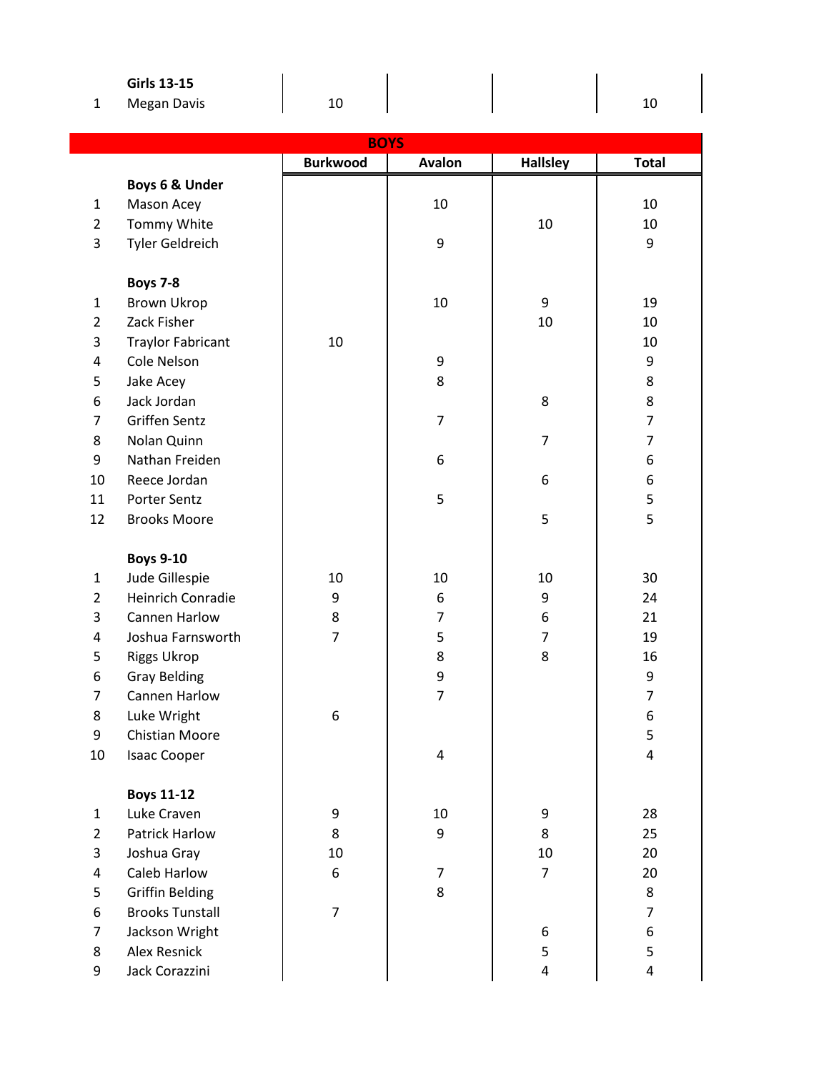| | | Burkwood | Avalon | Hallsley | Total |
|---|---|---|---|---|---|
| | **Girls 13-15** | | | | |
| 1 | Megan Davis | 10 | | | 10 |

**BOYS**

| | | Burkwood | Avalon | Hallsley | Total |
|---|---|---|---|---|---|
| | **Boys 6 & Under** | | | | |
| 1 | Mason Acey | | 10 | | 10 |
| 2 | Tommy White | | | 10 | 10 |
| 3 | Tyler Geldreich | | 9 | | 9 |
| | | | | | |
| | **Boys 7-8** | | | | |
| 1 | Brown Ukrop | | 10 | 9 | 19 |
| 2 | Zack Fisher | | | 10 | 10 |
| 3 | Traylor Fabricant | 10 | | | 10 |
| 4 | Cole Nelson | | 9 | | 9 |
| 5 | Jake Acey | | 8 | | 8 |
| 6 | Jack Jordan | | | 8 | 8 |
| 7 | Griffen Sentz | | 7 | | 7 |
| 8 | Nolan Quinn | | | 7 | 7 |
| 9 | Nathan Freiden | | 6 | | 6 |
| 10 | Reece Jordan | | | 6 | 6 |
| 11 | Porter Sentz | | 5 | | 5 |
| 12 | Brooks Moore | | | 5 | 5 |
| | | | | | |
| | **Boys 9-10** | | | | |
| 1 | Jude Gillespie | 10 | 10 | 10 | 30 |
| 2 | Heinrich Conradie | 9 | 6 | 9 | 24 |
| 3 | Cannen Harlow | 8 | 7 | 6 | 21 |
| 4 | Joshua Farnsworth | 7 | 5 | 7 | 19 |
| 5 | Riggs Ukrop | | 8 | 8 | 16 |
| 6 | Gray Belding | | 9 | | 9 |
| 7 | Cannen Harlow | | 7 | | 7 |
| 8 | Luke Wright | 6 | | | 6 |
| 9 | Chistian Moore | | | | 5 |
| 10 | Isaac Cooper | | 4 | | 4 |
| | | | | | |
| | **Boys 11-12** | | | | |
| 1 | Luke Craven | 9 | 10 | 9 | 28 |
| 2 | Patrick Harlow | 8 | 9 | 8 | 25 |
| 3 | Joshua Gray | 10 | | 10 | 20 |
| 4 | Caleb Harlow | 6 | 7 | 7 | 20 |
| 5 | Griffin Belding | | 8 | | 8 |
| 6 | Brooks Tunstall | 7 | | | 7 |
| 7 | Jackson Wright | | | 6 | 6 |
| 8 | Alex Resnick | | | 5 | 5 |
| 9 | Jack Corazzini | | | 4 | 4 |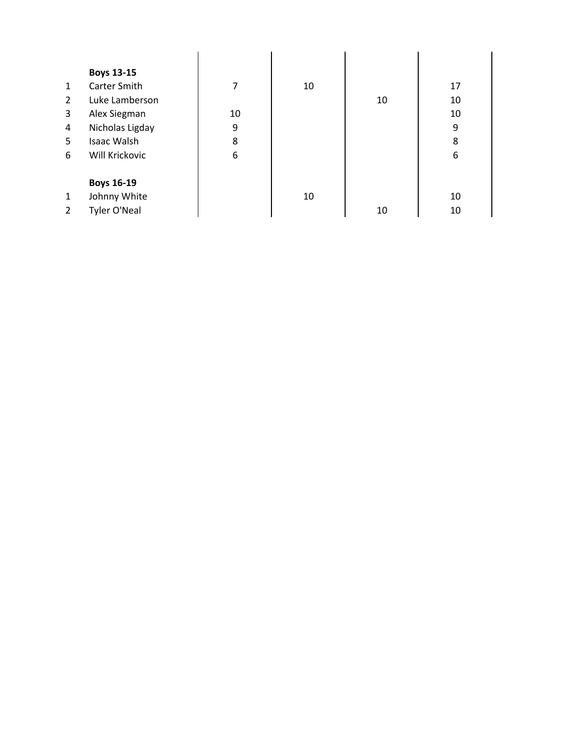| | | | | | |
|---|---|---|---|---|---|
| | **Boys 13-15** | | | | |
| 1 | Carter Smith | 7 | 10 | | 17 |
| 2 | Luke Lamberson | | | 10 | 10 |
| 3 | Alex Siegman | 10 | | | 10 |
| 4 | Nicholas Ligday | 9 | | | 9 |
| 5 | Isaac Walsh | 8 | | | 8 |
| 6 | Will Krickovic | 6 | | | 6 |
| | | | | | |
| | **Boys 16-19** | | | | |
| 1 | Johnny White | | 10 | | 10 |
| 2 | Tyler O'Neal | | | 10 | 10 |